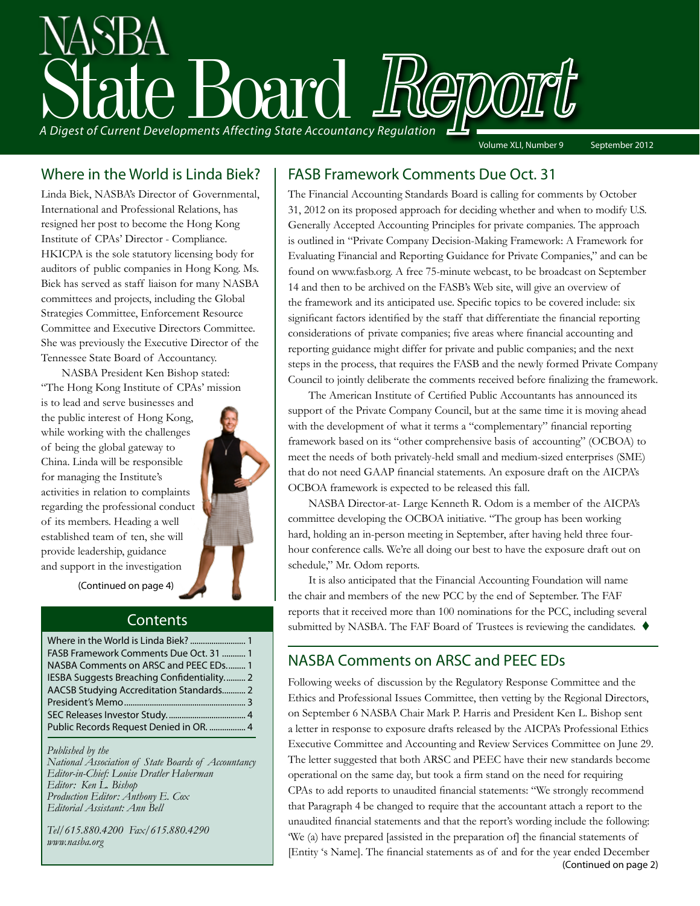# NASBA State Board Report

*A Digest of Current Developments Affecting State Accountancy Regulation*

Volume XLI, Number 9 — September 2012

## Where in the World is Linda Biek?

Linda Biek, NASBA's Director of Governmental, International and Professional Relations, has resigned her post to become the Hong Kong Institute of CPAs' Director - Compliance. HKICPA is the sole statutory licensing body for auditors of public companies in Hong Kong. Ms. Biek has served as staff liaison for many NASBA committees and projects, including the Global Strategies Committee, Enforcement Resource Committee and Executive Directors Committee. She was previously the Executive Director of the Tennessee State Board of Accountancy.

NASBA President Ken Bishop stated: "The Hong Kong Institute of CPAs' mission is to lead and serve businesses and the public interest of Hong Kong, while working with the challenges of being the global gateway to China. Linda will be responsible for managing the Institute's activities in relation to complaints regarding the professional conduct of its members. Heading a well established team of ten, she will provide leadership, guidance and support in the investigation

(Continued on page 4)

## Contents

- Where in the World is Linda Biek? .......... 1
- FASB Framework Comments Due Oct. 31 .......... 1
- NASBA Comments on ARSC and PEEC EDs.......... 1
- IESBA Suggests Breaching Confidentiality.......... 2
- AACSB Studying Accreditation Standards.......... 2
- President's Memo.......... 3
- SEC Releases Investor Study.......... 4
- Public Records Request Denied in OR. .......... 4

*Published by the*
*National Association of State Boards of Accountancy*
*Editor-in-Chief: Louise Dratler Haberman*
*Editor: Ken L. Bishop*
*Production Editor: Anthony E. Cox*
*Editorial Assistant: Ann Bell*

*Tel/615.880.4200 Fax/615.880.4290*
*www.nasba.org*

## FASB Framework Comments Due Oct. 31

The Financial Accounting Standards Board is calling for comments by October 31, 2012 on its proposed approach for deciding whether and when to modify U.S. Generally Accepted Accounting Principles for private companies. The approach is outlined in "Private Company Decision-Making Framework: A Framework for Evaluating Financial and Reporting Guidance for Private Companies," and can be found on www.fasb.org. A free 75-minute webcast, to be broadcast on September 14 and then to be archived on the FASB's Web site, will give an overview of the framework and its anticipated use. Specific topics to be covered include: six significant factors identified by the staff that differentiate the financial reporting considerations of private companies; five areas where financial accounting and reporting guidance might differ for private and public companies; and the next steps in the process, that requires the FASB and the newly formed Private Company Council to jointly deliberate the comments received before finalizing the framework.

The American Institute of Certified Public Accountants has announced its support of the Private Company Council, but at the same time it is moving ahead with the development of what it terms a "complementary" financial reporting framework based on its "other comprehensive basis of accounting" (OCBOA) to meet the needs of both privately-held small and medium-sized enterprises (SME) that do not need GAAP financial statements. An exposure draft on the AICPA's OCBOA framework is expected to be released this fall.

NASBA Director-at- Large Kenneth R. Odom is a member of the AICPA's committee developing the OCBOA initiative. "The group has been working hard, holding an in-person meeting in September, after having held three four-hour conference calls. We're all doing our best to have the exposure draft out on schedule," Mr. Odom reports.

It is also anticipated that the Financial Accounting Foundation will name the chair and members of the new PCC by the end of September. The FAF reports that it received more than 100 nominations for the PCC, including several submitted by NASBA. The FAF Board of Trustees is reviewing the candidates. ♦

## NASBA Comments on ARSC and PEEC EDs

Following weeks of discussion by the Regulatory Response Committee and the Ethics and Professional Issues Committee, then vetting by the Regional Directors, on September 6 NASBA Chair Mark P. Harris and President Ken L. Bishop sent a letter in response to exposure drafts released by the AICPA's Professional Ethics Executive Committee and Accounting and Review Services Committee on June 29. The letter suggested that both ARSC and PEEC have their new standards become operational on the same day, but took a firm stand on the need for requiring CPAs to add reports to unaudited financial statements: "We strongly recommend that Paragraph 4 be changed to require that the accountant attach a report to the unaudited financial statements and that the report's wording include the following: 'We (a) have prepared [assisted in the preparation of] the financial statements of [Entity 's Name]. The financial statements as of and for the year ended December

(Continued on page 2)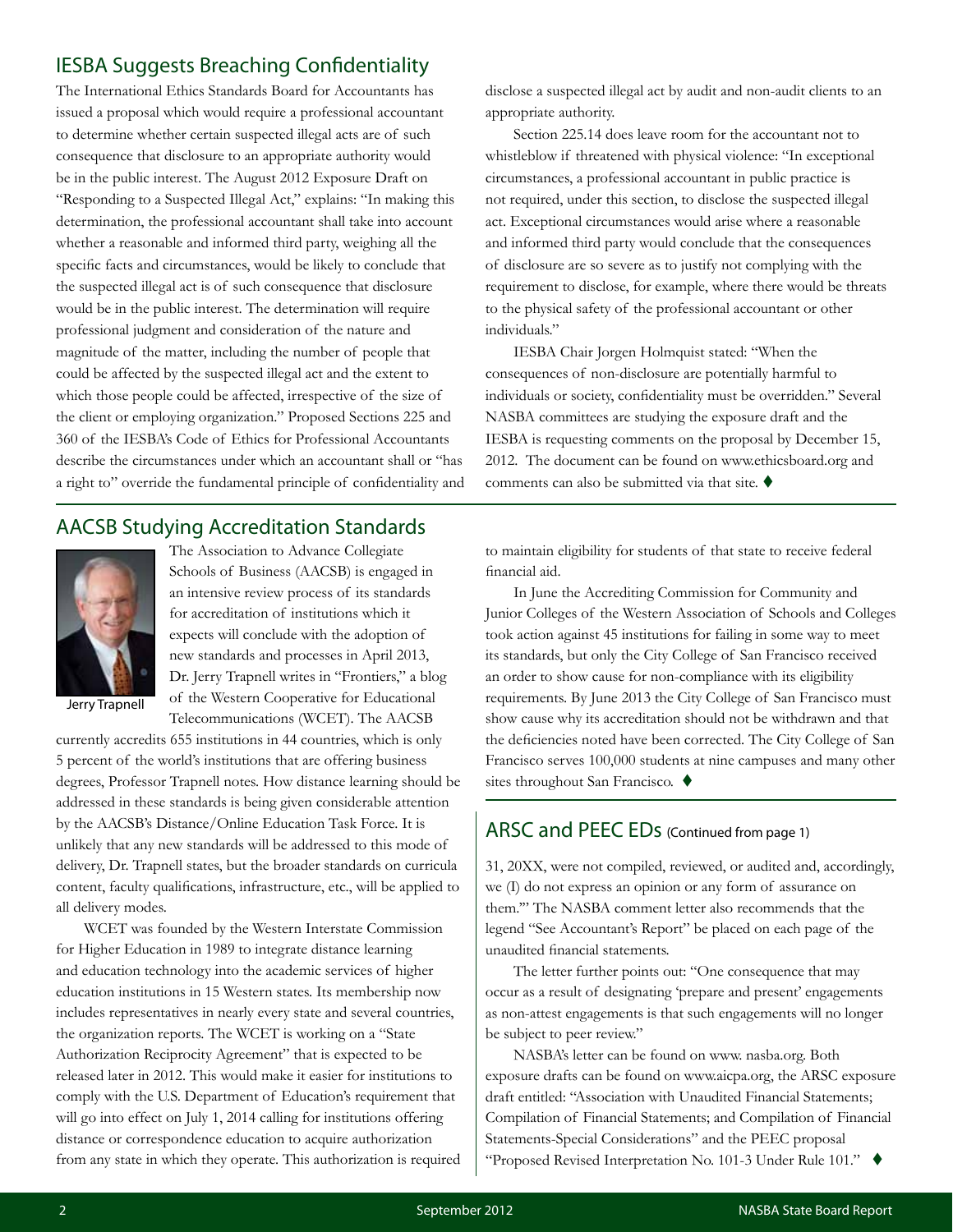## IESBA Suggests Breaching Confidentiality

The International Ethics Standards Board for Accountants has issued a proposal which would require a professional accountant to determine whether certain suspected illegal acts are of such consequence that disclosure to an appropriate authority would be in the public interest. The August 2012 Exposure Draft on "Responding to a Suspected Illegal Act," explains: "In making this determination, the professional accountant shall take into account whether a reasonable and informed third party, weighing all the specific facts and circumstances, would be likely to conclude that the suspected illegal act is of such consequence that disclosure would be in the public interest. The determination will require professional judgment and consideration of the nature and magnitude of the matter, including the number of people that could be affected by the suspected illegal act and the extent to which those people could be affected, irrespective of the size of the client or employing organization." Proposed Sections 225 and 360 of the IESBA's Code of Ethics for Professional Accountants describe the circumstances under which an accountant shall or "has a right to" override the fundamental principle of confidentiality and disclose a suspected illegal act by audit and non-audit clients to an appropriate authority.

Section 225.14 does leave room for the accountant not to whistleblow if threatened with physical violence: "In exceptional circumstances, a professional accountant in public practice is not required, under this section, to disclose the suspected illegal act. Exceptional circumstances would arise where a reasonable and informed third party would conclude that the consequences of disclosure are so severe as to justify not complying with the requirement to disclose, for example, where there would be threats to the physical safety of the professional accountant or other individuals."

IESBA Chair Jorgen Holmquist stated: "When the consequences of non-disclosure are potentially harmful to individuals or society, confidentiality must be overridden." Several NASBA committees are studying the exposure draft and the IESBA is requesting comments on the proposal by December 15, 2012. The document can be found on www.ethicsboard.org and comments can also be submitted via that site. ♦

## AACSB Studying Accreditation Standards

Jerry Trapnell

The Association to Advance Collegiate Schools of Business (AACSB) is engaged in an intensive review process of its standards for accreditation of institutions which it expects will conclude with the adoption of new standards and processes in April 2013, Dr. Jerry Trapnell writes in "Frontiers," a blog of the Western Cooperative for Educational Telecommunications (WCET). The AACSB currently accredits 655 institutions in 44 countries, which is only 5 percent of the world's institutions that are offering business degrees, Professor Trapnell notes. How distance learning should be addressed in these standards is being given considerable attention by the AACSB's Distance/Online Education Task Force. It is unlikely that any new standards will be addressed to this mode of delivery, Dr. Trapnell states, but the broader standards on curricula content, faculty qualifications, infrastructure, etc., will be applied to all delivery modes.

WCET was founded by the Western Interstate Commission for Higher Education in 1989 to integrate distance learning and education technology into the academic services of higher education institutions in 15 Western states. Its membership now includes representatives in nearly every state and several countries, the organization reports. The WCET is working on a "State Authorization Reciprocity Agreement" that is expected to be released later in 2012. This would make it easier for institutions to comply with the U.S. Department of Education's requirement that will go into effect on July 1, 2014 calling for institutions offering distance or correspondence education to acquire authorization from any state in which they operate. This authorization is required to maintain eligibility for students of that state to receive federal financial aid.

In June the Accrediting Commission for Community and Junior Colleges of the Western Association of Schools and Colleges took action against 45 institutions for failing in some way to meet its standards, but only the City College of San Francisco received an order to show cause for non-compliance with its eligibility requirements. By June 2013 the City College of San Francisco must show cause why its accreditation should not be withdrawn and that the deficiencies noted have been corrected. The City College of San Francisco serves 100,000 students at nine campuses and many other sites throughout San Francisco. ♦

## ARSC and PEEC EDs (Continued from page 1)

31, 20XX, were not compiled, reviewed, or audited and, accordingly, we (I) do not express an opinion or any form of assurance on them."' The NASBA comment letter also recommends that the legend "See Accountant's Report" be placed on each page of the unaudited financial statements.

The letter further points out: "One consequence that may occur as a result of designating 'prepare and present' engagements as non-attest engagements is that such engagements will no longer be subject to peer review."

NASBA's letter can be found on www. nasba.org. Both exposure drafts can be found on www.aicpa.org, the ARSC exposure draft entitled: "Association with Unaudited Financial Statements; Compilation of Financial Statements; and Compilation of Financial Statements-Special Considerations" and the PEEC proposal "Proposed Revised Interpretation No. 101-3 Under Rule 101." ♦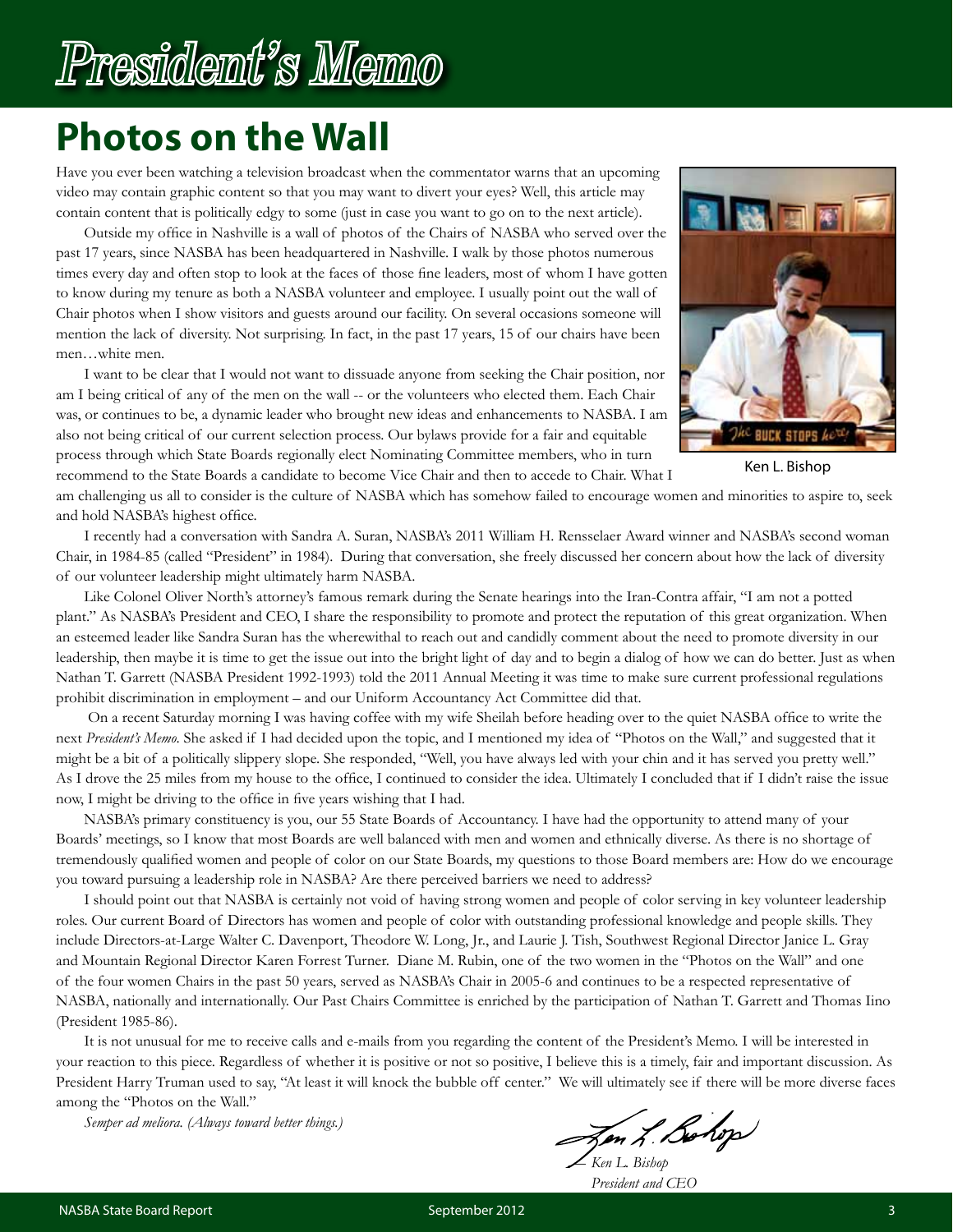# President's Memo

## Photos on the Wall

Have you ever been watching a television broadcast when the commentator warns that an upcoming video may contain graphic content so that you may want to divert your eyes? Well, this article may contain content that is politically edgy to some (just in case you want to go on to the next article).

Outside my office in Nashville is a wall of photos of the Chairs of NASBA who served over the past 17 years, since NASBA has been headquartered in Nashville. I walk by those photos numerous times every day and often stop to look at the faces of those fine leaders, most of whom I have gotten to know during my tenure as both a NASBA volunteer and employee. I usually point out the wall of Chair photos when I show visitors and guests around our facility. On several occasions someone will mention the lack of diversity. Not surprising. In fact, in the past 17 years, 15 of our chairs have been men…white men.

I want to be clear that I would not want to dissuade anyone from seeking the Chair position, nor am I being critical of any of the men on the wall -- or the volunteers who elected them. Each Chair was, or continues to be, a dynamic leader who brought new ideas and enhancements to NASBA. I am also not being critical of our current selection process. Our bylaws provide for a fair and equitable process through which State Boards regionally elect Nominating Committee members, who in turn recommend to the State Boards a candidate to become Vice Chair and then to accede to Chair. What I am challenging us all to consider is the culture of NASBA which has somehow failed to encourage women and minorities to aspire to, seek and hold NASBA's highest office.

Ken L. Bishop

I recently had a conversation with Sandra A. Suran, NASBA's 2011 William H. Rensselaer Award winner and NASBA's second woman Chair, in 1984-85 (called "President" in 1984). During that conversation, she freely discussed her concern about how the lack of diversity of our volunteer leadership might ultimately harm NASBA.

Like Colonel Oliver North's attorney's famous remark during the Senate hearings into the Iran-Contra affair, "I am not a potted plant." As NASBA's President and CEO, I share the responsibility to promote and protect the reputation of this great organization. When an esteemed leader like Sandra Suran has the wherewithal to reach out and candidly comment about the need to promote diversity in our leadership, then maybe it is time to get the issue out into the bright light of day and to begin a dialog of how we can do better. Just as when Nathan T. Garrett (NASBA President 1992-1993) told the 2011 Annual Meeting it was time to make sure current professional regulations prohibit discrimination in employment – and our Uniform Accountancy Act Committee did that.

On a recent Saturday morning I was having coffee with my wife Sheilah before heading over to the quiet NASBA office to write the next *President's Memo*. She asked if I had decided upon the topic, and I mentioned my idea of "Photos on the Wall," and suggested that it might be a bit of a politically slippery slope. She responded, "Well, you have always led with your chin and it has served you pretty well." As I drove the 25 miles from my house to the office, I continued to consider the idea. Ultimately I concluded that if I didn't raise the issue now, I might be driving to the office in five years wishing that I had.

NASBA's primary constituency is you, our 55 State Boards of Accountancy. I have had the opportunity to attend many of your Boards' meetings, so I know that most Boards are well balanced with men and women and ethnically diverse. As there is no shortage of tremendously qualified women and people of color on our State Boards, my questions to those Board members are: How do we encourage you toward pursuing a leadership role in NASBA? Are there perceived barriers we need to address?

I should point out that NASBA is certainly not void of having strong women and people of color serving in key volunteer leadership roles. Our current Board of Directors has women and people of color with outstanding professional knowledge and people skills. They include Directors-at-Large Walter C. Davenport, Theodore W. Long, Jr., and Laurie J. Tish, Southwest Regional Director Janice L. Gray and Mountain Regional Director Karen Forrest Turner. Diane M. Rubin, one of the two women in the "Photos on the Wall" and one of the four women Chairs in the past 50 years, served as NASBA's Chair in 2005-6 and continues to be a respected representative of NASBA, nationally and internationally. Our Past Chairs Committee is enriched by the participation of Nathan T. Garrett and Thomas Iino (President 1985-86).

It is not unusual for me to receive calls and e-mails from you regarding the content of the President's Memo. I will be interested in your reaction to this piece. Regardless of whether it is positive or not so positive, I believe this is a timely, fair and important discussion. As President Harry Truman used to say, "At least it will knock the bubble off center." We will ultimately see if there will be more diverse faces among the "Photos on the Wall."

*Semper ad meliora. (Always toward better things.)*

*— Ken L. Bishop*
*President and CEO*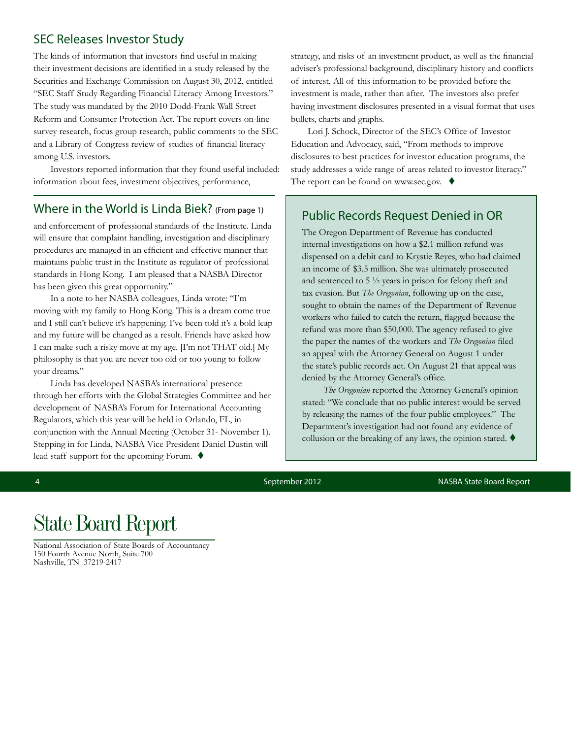## SEC Releases Investor Study

The kinds of information that investors find useful in making their investment decisions are identified in a study released by the Securities and Exchange Commission on August 30, 2012, entitled "SEC Staff Study Regarding Financial Literacy Among Investors." The study was mandated by the 2010 Dodd-Frank Wall Street Reform and Consumer Protection Act. The report covers on-line survey research, focus group research, public comments to the SEC and a Library of Congress review of studies of financial literacy among U.S. investors.

Investors reported information that they found useful included: information about fees, investment objectives, performance, strategy, and risks of an investment product, as well as the financial adviser's professional background, disciplinary history and conflicts of interest. All of this information to be provided before the investment is made, rather than after. The investors also prefer having investment disclosures presented in a visual format that uses bullets, charts and graphs.

Lori J. Schock, Director of the SEC's Office of Investor Education and Advocacy, said, "From methods to improve disclosures to best practices for investor education programs, the study addresses a wide range of areas related to investor literacy." The report can be found on www.sec.gov. ♦

## Where in the World is Linda Biek? (From page 1)

and enforcement of professional standards of the Institute. Linda will ensure that complaint handling, investigation and disciplinary procedures are managed in an efficient and effective manner that maintains public trust in the Institute as regulator of professional standards in Hong Kong. I am pleased that a NASBA Director has been given this great opportunity."

In a note to her NASBA colleagues, Linda wrote: "I'm moving with my family to Hong Kong. This is a dream come true and I still can't believe it's happening. I've been told it's a bold leap and my future will be changed as a result. Friends have asked how I can make such a risky move at my age. [I'm not THAT old.] My philosophy is that you are never too old or too young to follow your dreams."

Linda has developed NASBA's international presence through her efforts with the Global Strategies Committee and her development of NASBA's Forum for International Accounting Regulators, which this year will be held in Orlando, FL, in conjunction with the Annual Meeting (October 31- November 1). Stepping in for Linda, NASBA Vice President Daniel Dustin will lead staff support for the upcoming Forum. ♦

## Public Records Request Denied in OR

The Oregon Department of Revenue has conducted internal investigations on how a $2.1 million refund was dispensed on a debit card to Krystie Reyes, who had claimed an income of $3.5 million. She was ultimately prosecuted and sentenced to 5 ½ years in prison for felony theft and tax evasion. But *The Oregonian*, following up on the case, sought to obtain the names of the Department of Revenue workers who failed to catch the return, flagged because the refund was more than $50,000. The agency refused to give the paper the names of the workers and *The Oregonian* filed an appeal with the Attorney General on August 1 under the state's public records act. On August 21 that appeal was denied by the Attorney General's office.

*The Oregonian* reported the Attorney General's opinion stated: "We conclude that no public interest would be served by releasing the names of the four public employees." The Department's investigation had not found any evidence of collusion or the breaking of any laws, the opinion stated. ♦

# State Board Report

National Association of State Boards of Accountancy
150 Fourth Avenue North, Suite 700
Nashville, TN 37219-2417